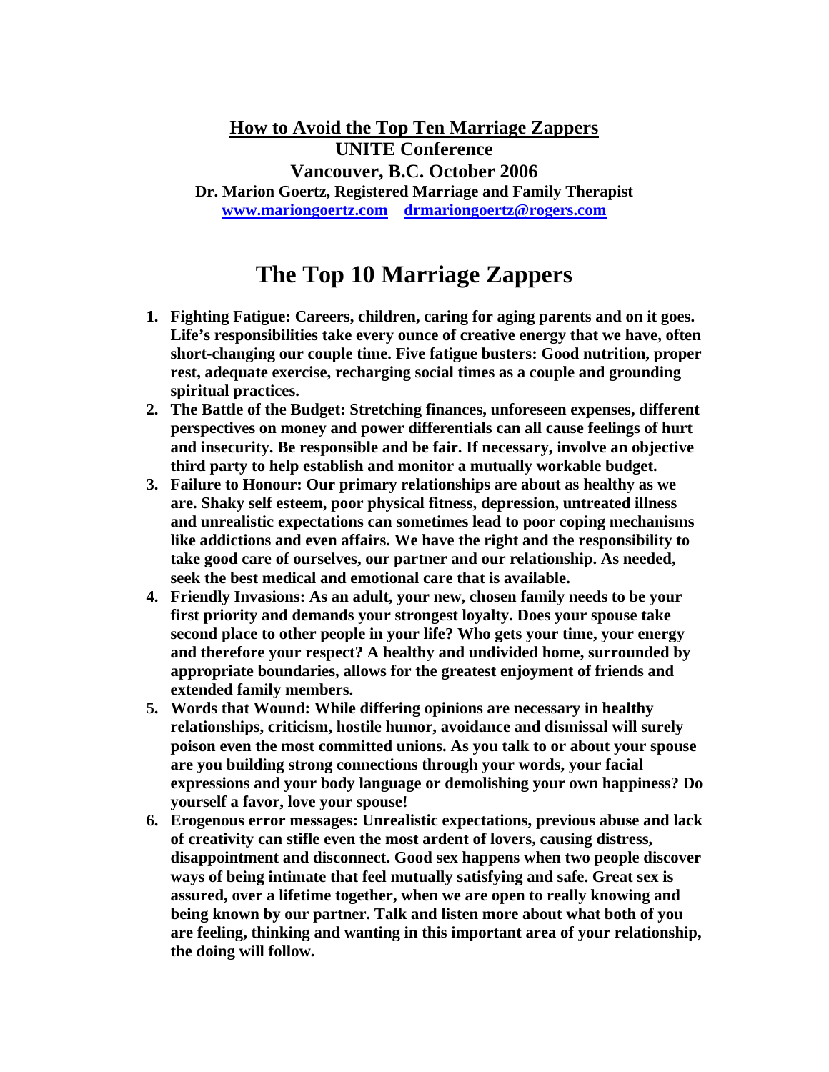**How to Avoid the Top Ten Marriage Zappers**

**UNITE Conference**

**Vancouver, B.C. October 2006**

**Dr. Marion Goertz, Registered Marriage and Family Therapist**

**www.mariongoertz.com drmariongoertz@rogers.com**

# The Top 10 Marriage Zappers

1. **Fighting Fatigue: Careers, children, caring for aging parents and on it goes. Life's responsibilities take every ounce of creative energy that we have, often short-changing our couple time. Five fatigue busters: Good nutrition, proper rest, adequate exercise, recharging social times as a couple and grounding spiritual practices.**
2. **The Battle of the Budget: Stretching finances, unforeseen expenses, different perspectives on money and power differentials can all cause feelings of hurt and insecurity. Be responsible and be fair. If necessary, involve an objective third party to help establish and monitor a mutually workable budget.**
3. **Failure to Honour: Our primary relationships are about as healthy as we are. Shaky self esteem, poor physical fitness, depression, untreated illness and unrealistic expectations can sometimes lead to poor coping mechanisms like addictions and even affairs. We have the right and the responsibility to take good care of ourselves, our partner and our relationship. As needed, seek the best medical and emotional care that is available.**
4. **Friendly Invasions: As an adult, your new, chosen family needs to be your first priority and demands your strongest loyalty. Does your spouse take second place to other people in your life? Who gets your time, your energy and therefore your respect? A healthy and undivided home, surrounded by appropriate boundaries, allows for the greatest enjoyment of friends and extended family members.**
5. **Words that Wound: While differing opinions are necessary in healthy relationships, criticism, hostile humor, avoidance and dismissal will surely poison even the most committed unions. As you talk to or about your spouse are you building strong connections through your words, your facial expressions and your body language or demolishing your own happiness? Do yourself a favor, love your spouse!**
6. **Erogenous error messages: Unrealistic expectations, previous abuse and lack of creativity can stifle even the most ardent of lovers, causing distress, disappointment and disconnect. Good sex happens when two people discover ways of being intimate that feel mutually satisfying and safe. Great sex is assured, over a lifetime together, when we are open to really knowing and being known by our partner. Talk and listen more about what both of you are feeling, thinking and wanting in this important area of your relationship, the doing will follow.**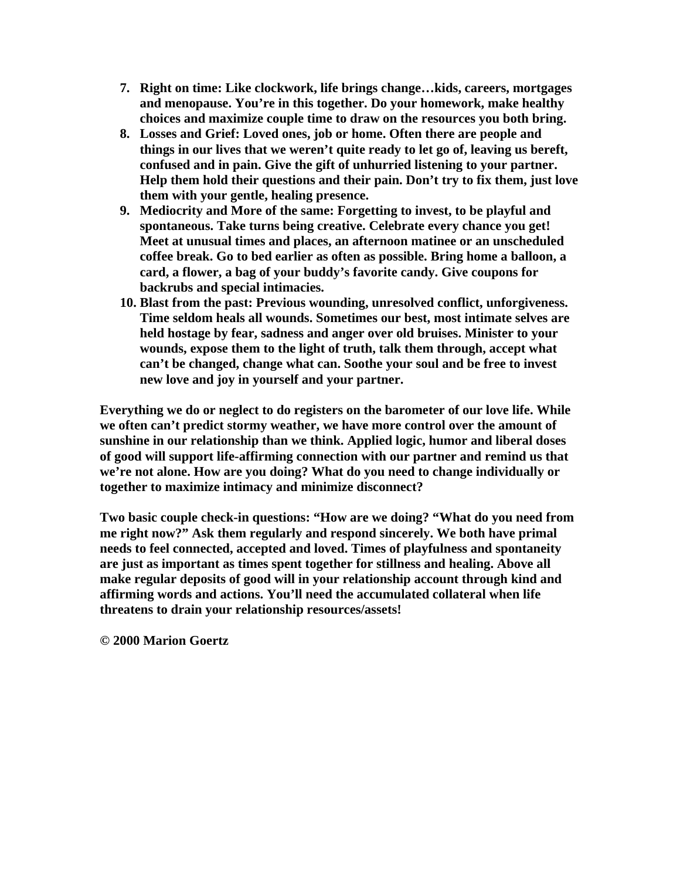7. **Right on time: Like clockwork, life brings change…kids, careers, mortgages and menopause. You're in this together. Do your homework, make healthy choices and maximize couple time to draw on the resources you both bring.**
8. **Losses and Grief: Loved ones, job or home. Often there are people and things in our lives that we weren't quite ready to let go of, leaving us bereft, confused and in pain. Give the gift of unhurried listening to your partner. Help them hold their questions and their pain. Don't try to fix them, just love them with your gentle, healing presence.**
9. **Mediocrity and More of the same: Forgetting to invest, to be playful and spontaneous. Take turns being creative. Celebrate every chance you get! Meet at unusual times and places, an afternoon matinee or an unscheduled coffee break. Go to bed earlier as often as possible. Bring home a balloon, a card, a flower, a bag of your buddy's favorite candy. Give coupons for backrubs and special intimacies.**
10. **Blast from the past: Previous wounding, unresolved conflict, unforgiveness. Time seldom heals all wounds. Sometimes our best, most intimate selves are held hostage by fear, sadness and anger over old bruises. Minister to your wounds, expose them to the light of truth, talk them through, accept what can't be changed, change what can. Soothe your soul and be free to invest new love and joy in yourself and your partner.**

**Everything we do or neglect to do registers on the barometer of our love life. While we often can't predict stormy weather, we have more control over the amount of sunshine in our relationship than we think. Applied logic, humor and liberal doses of good will support life-affirming connection with our partner and remind us that we're not alone. How are you doing? What do you need to change individually or together to maximize intimacy and minimize disconnect?**

**Two basic couple check-in questions: "How are we doing? "What do you need from me right now?" Ask them regularly and respond sincerely. We both have primal needs to feel connected, accepted and loved. Times of playfulness and spontaneity are just as important as times spent together for stillness and healing. Above all make regular deposits of good will in your relationship account through kind and affirming words and actions. You'll need the accumulated collateral when life threatens to drain your relationship resources/assets!**

**© 2000 Marion Goertz**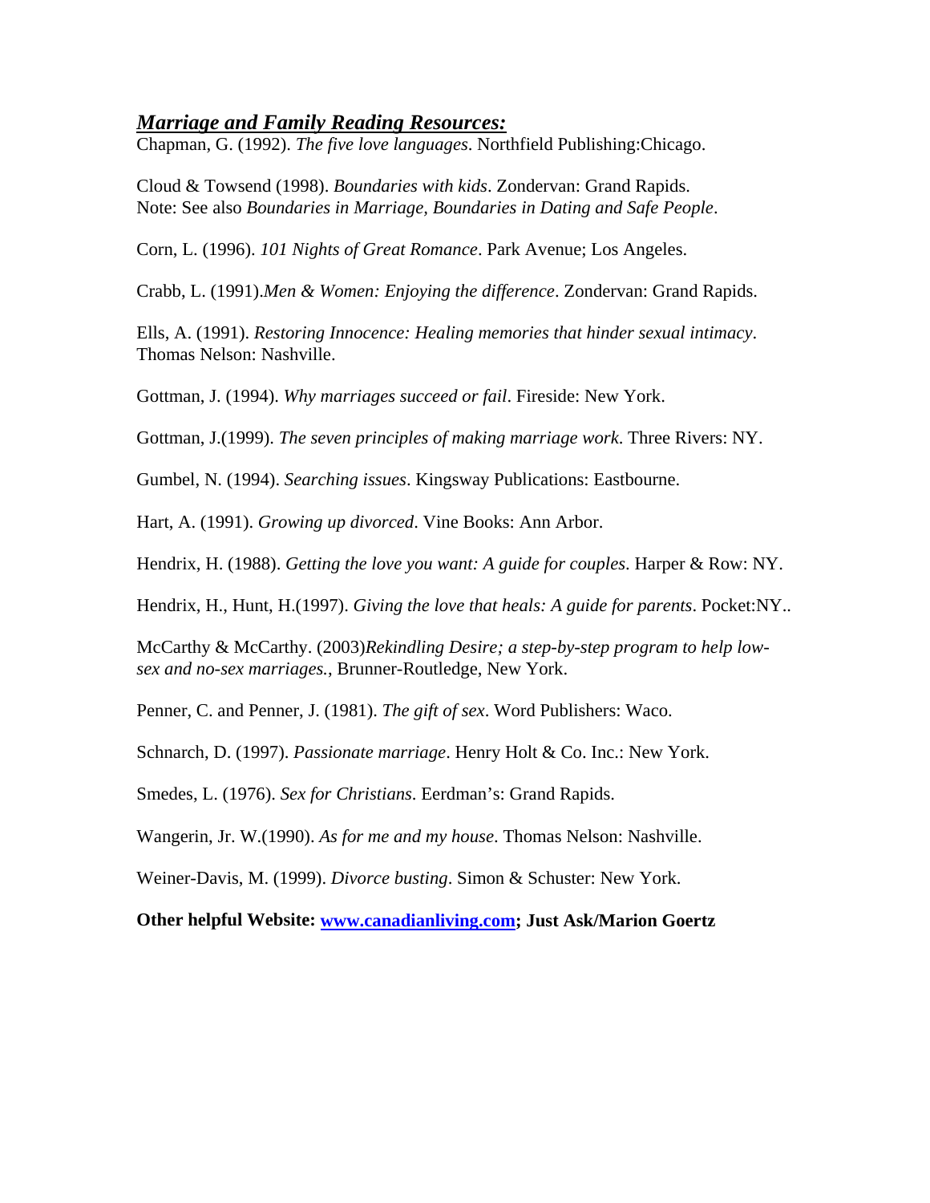## ***Marriage and Family Reading Resources:***

Chapman, G. (1992). *The five love languages*. Northfield Publishing:Chicago.

Cloud & Towsend (1998). *Boundaries with kids*. Zondervan: Grand Rapids.
Note: See also *Boundaries in Marriage, Boundaries in Dating and Safe People*.

Corn, L. (1996). *101 Nights of Great Romance*. Park Avenue; Los Angeles.

Crabb, L. (1991).*Men & Women: Enjoying the difference*. Zondervan: Grand Rapids.

Ells, A. (1991). *Restoring Innocence: Healing memories that hinder sexual intimacy*. Thomas Nelson: Nashville.

Gottman, J. (1994). *Why marriages succeed or fail*. Fireside: New York.

Gottman, J.(1999). *The seven principles of making marriage work*. Three Rivers: NY.

Gumbel, N. (1994). *Searching issues*. Kingsway Publications: Eastbourne.

Hart, A. (1991). *Growing up divorced*. Vine Books: Ann Arbor.

Hendrix, H. (1988). *Getting the love you want: A guide for couples*. Harper & Row: NY.

Hendrix, H., Hunt, H.(1997). *Giving the love that heals: A guide for parents*. Pocket:NY..

McCarthy & McCarthy. (2003)*Rekindling Desire; a step-by-step program to help low-sex and no-sex marriages.*, Brunner-Routledge, New York.

Penner, C. and Penner, J. (1981). *The gift of sex*. Word Publishers: Waco.

Schnarch, D. (1997). *Passionate marriage*. Henry Holt & Co. Inc.: New York.

Smedes, L. (1976). *Sex for Christians*. Eerdman's: Grand Rapids.

Wangerin, Jr. W.(1990). *As for me and my house*. Thomas Nelson: Nashville.

Weiner-Davis, M. (1999). *Divorce busting*. Simon & Schuster: New York.

**Other helpful Website: [www.canadianliving.com](www.canadianliving.com); Just Ask/Marion Goertz**